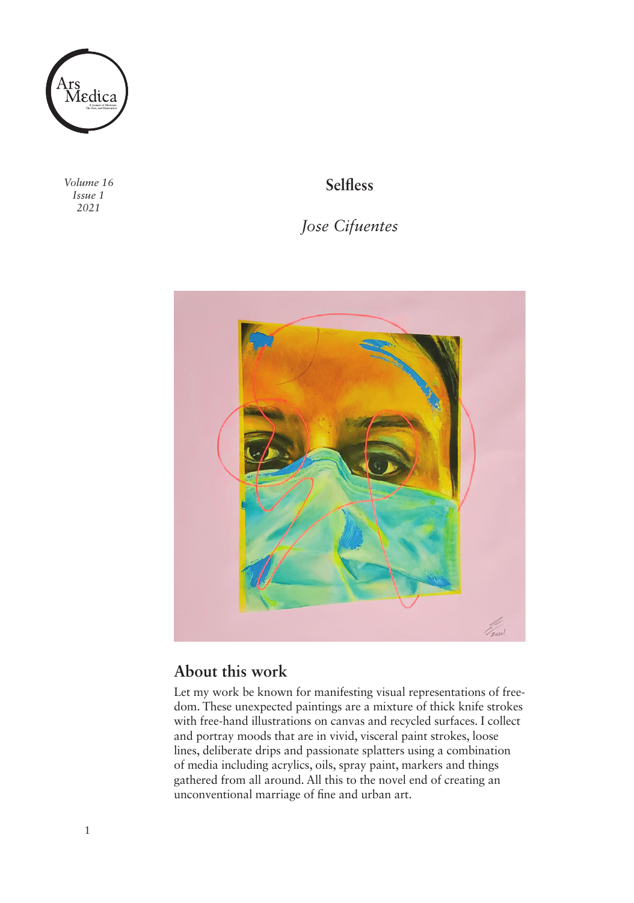# Selfless

*Jose Cifuentes*

## About this work

Let my work be known for manifesting visual representations of freedom. These unexpected paintings are a mixture of thick knife strokes with free-hand illustrations on canvas and recycled surfaces. I collect and portray moods that are in vivid, visceral paint strokes, loose lines, deliberate drips and passionate splatters using a combination of media including acrylics, oils, spray paint, markers and things gathered from all around. All this to the novel end of creating an unconventional marriage of fine and urban art.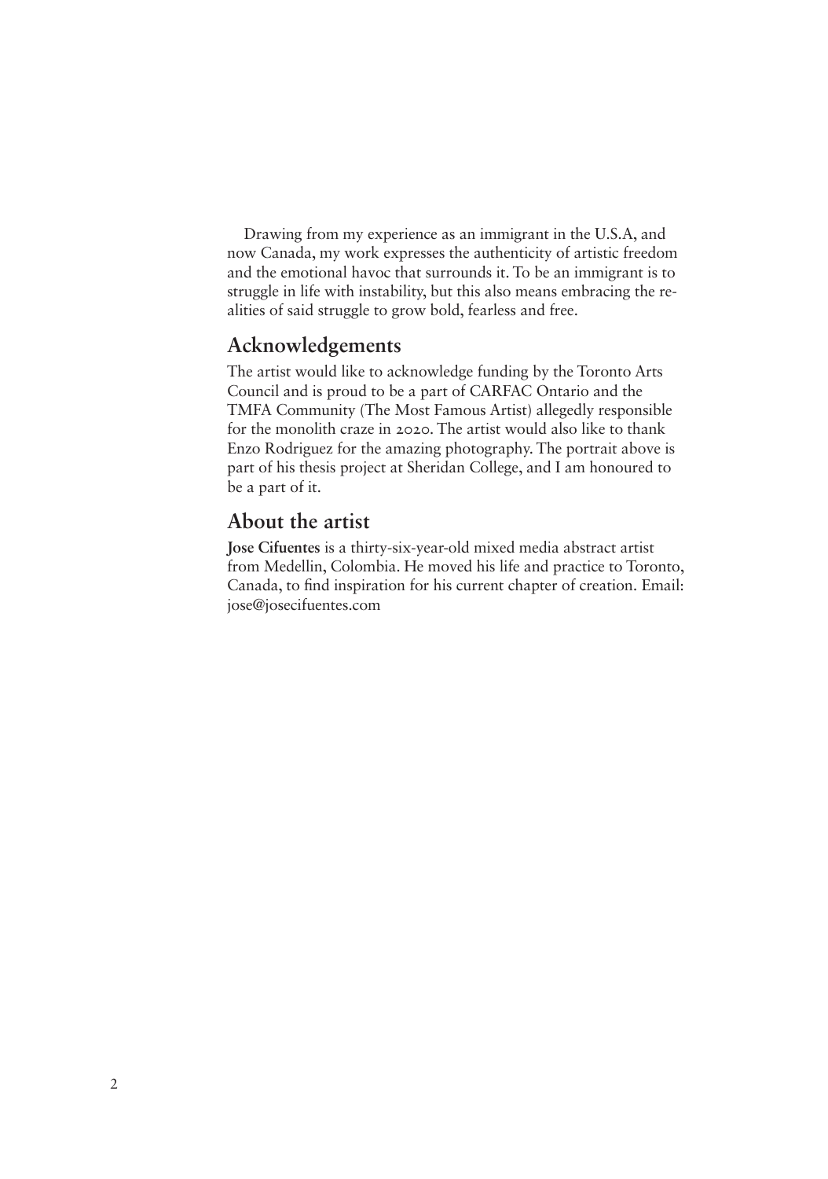Drawing from my experience as an immigrant in the U.S.A, and now Canada, my work expresses the authenticity of artistic freedom and the emotional havoc that surrounds it. To be an immigrant is to struggle in life with instability, but this also means embracing the realities of said struggle to grow bold, fearless and free.

## Acknowledgements

The artist would like to acknowledge funding by the Toronto Arts Council and is proud to be a part of CARFAC Ontario and the TMFA Community (The Most Famous Artist) allegedly responsible for the monolith craze in 2020. The artist would also like to thank Enzo Rodriguez for the amazing photography. The portrait above is part of his thesis project at Sheridan College, and I am honoured to be a part of it.

## About the artist

**Jose Cifuentes** is a thirty-six-year-old mixed media abstract artist from Medellin, Colombia. He moved his life and practice to Toronto, Canada, to find inspiration for his current chapter of creation. Email: jose@josecifuentes.com